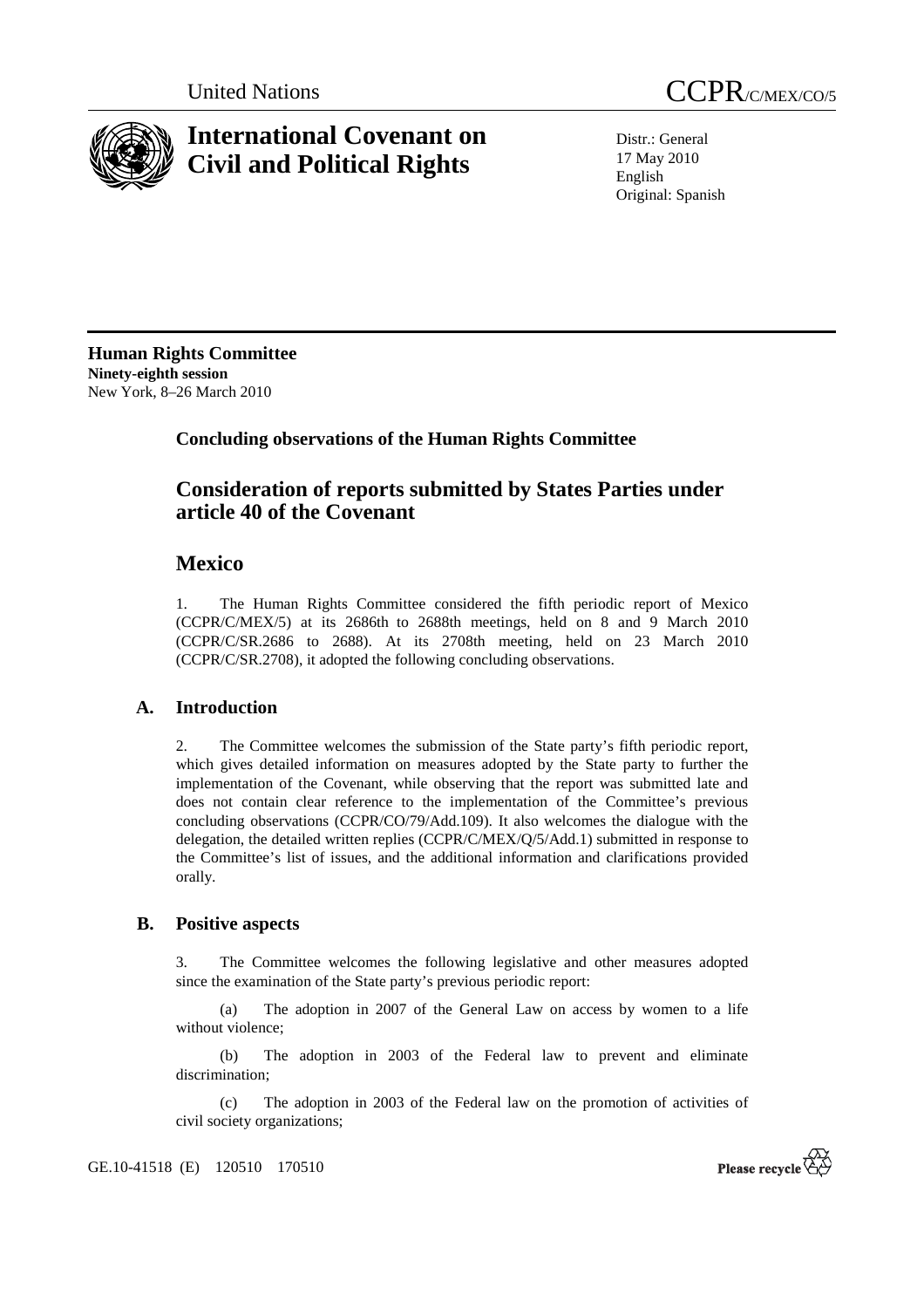United Nations

# CCPR/C/MEX/CO/5

# International Covenant on Civil and Political Rights

Distr.: General
17 May 2010
English
Original: Spanish

**Human Rights Committee**
**Ninety-eighth session**
New York, 8–26 March 2010

## Concluding observations of the Human Rights Committee

## Consideration of reports submitted by States Parties under article 40 of the Covenant

## Mexico

1. The Human Rights Committee considered the fifth periodic report of Mexico (CCPR/C/MEX/5) at its 2686th to 2688th meetings, held on 8 and 9 March 2010 (CCPR/C/SR.2686 to 2688). At its 2708th meeting, held on 23 March 2010 (CCPR/C/SR.2708), it adopted the following concluding observations.

### A. Introduction

2. The Committee welcomes the submission of the State party's fifth periodic report, which gives detailed information on measures adopted by the State party to further the implementation of the Covenant, while observing that the report was submitted late and does not contain clear reference to the implementation of the Committee's previous concluding observations (CCPR/CO/79/Add.109). It also welcomes the dialogue with the delegation, the detailed written replies (CCPR/C/MEX/Q/5/Add.1) submitted in response to the Committee's list of issues, and the additional information and clarifications provided orally.

### B. Positive aspects

3. The Committee welcomes the following legislative and other measures adopted since the examination of the State party's previous periodic report:

(a) The adoption in 2007 of the General Law on access by women to a life without violence;

(b) The adoption in 2003 of the Federal law to prevent and eliminate discrimination;

(c) The adoption in 2003 of the Federal law on the promotion of activities of civil society organizations;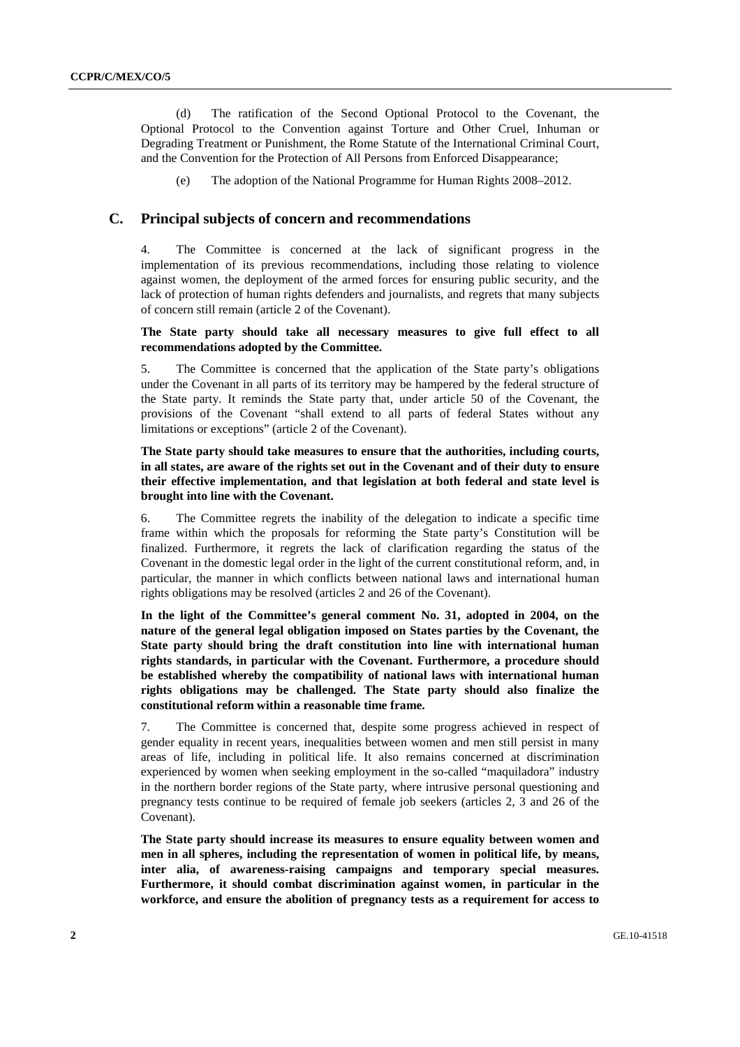(d) The ratification of the Second Optional Protocol to the Covenant, the Optional Protocol to the Convention against Torture and Other Cruel, Inhuman or Degrading Treatment or Punishment, the Rome Statute of the International Criminal Court, and the Convention for the Protection of All Persons from Enforced Disappearance;

(e) The adoption of the National Programme for Human Rights 2008–2012.

## C. Principal subjects of concern and recommendations

4. The Committee is concerned at the lack of significant progress in the implementation of its previous recommendations, including those relating to violence against women, the deployment of the armed forces for ensuring public security, and the lack of protection of human rights defenders and journalists, and regrets that many subjects of concern still remain (article 2 of the Covenant).

**The State party should take all necessary measures to give full effect to all recommendations adopted by the Committee.**

5. The Committee is concerned that the application of the State party's obligations under the Covenant in all parts of its territory may be hampered by the federal structure of the State party. It reminds the State party that, under article 50 of the Covenant, the provisions of the Covenant "shall extend to all parts of federal States without any limitations or exceptions" (article 2 of the Covenant).

**The State party should take measures to ensure that the authorities, including courts, in all states, are aware of the rights set out in the Covenant and of their duty to ensure their effective implementation, and that legislation at both federal and state level is brought into line with the Covenant.**

6. The Committee regrets the inability of the delegation to indicate a specific time frame within which the proposals for reforming the State party's Constitution will be finalized. Furthermore, it regrets the lack of clarification regarding the status of the Covenant in the domestic legal order in the light of the current constitutional reform, and, in particular, the manner in which conflicts between national laws and international human rights obligations may be resolved (articles 2 and 26 of the Covenant).

**In the light of the Committee's general comment No. 31, adopted in 2004, on the nature of the general legal obligation imposed on States parties by the Covenant, the State party should bring the draft constitution into line with international human rights standards, in particular with the Covenant. Furthermore, a procedure should be established whereby the compatibility of national laws with international human rights obligations may be challenged. The State party should also finalize the constitutional reform within a reasonable time frame.**

7. The Committee is concerned that, despite some progress achieved in respect of gender equality in recent years, inequalities between women and men still persist in many areas of life, including in political life. It also remains concerned at discrimination experienced by women when seeking employment in the so-called "maquiladora" industry in the northern border regions of the State party, where intrusive personal questioning and pregnancy tests continue to be required of female job seekers (articles 2, 3 and 26 of the Covenant).

**The State party should increase its measures to ensure equality between women and men in all spheres, including the representation of women in political life, by means, inter alia, of awareness-raising campaigns and temporary special measures. Furthermore, it should combat discrimination against women, in particular in the workforce, and ensure the abolition of pregnancy tests as a requirement for access to**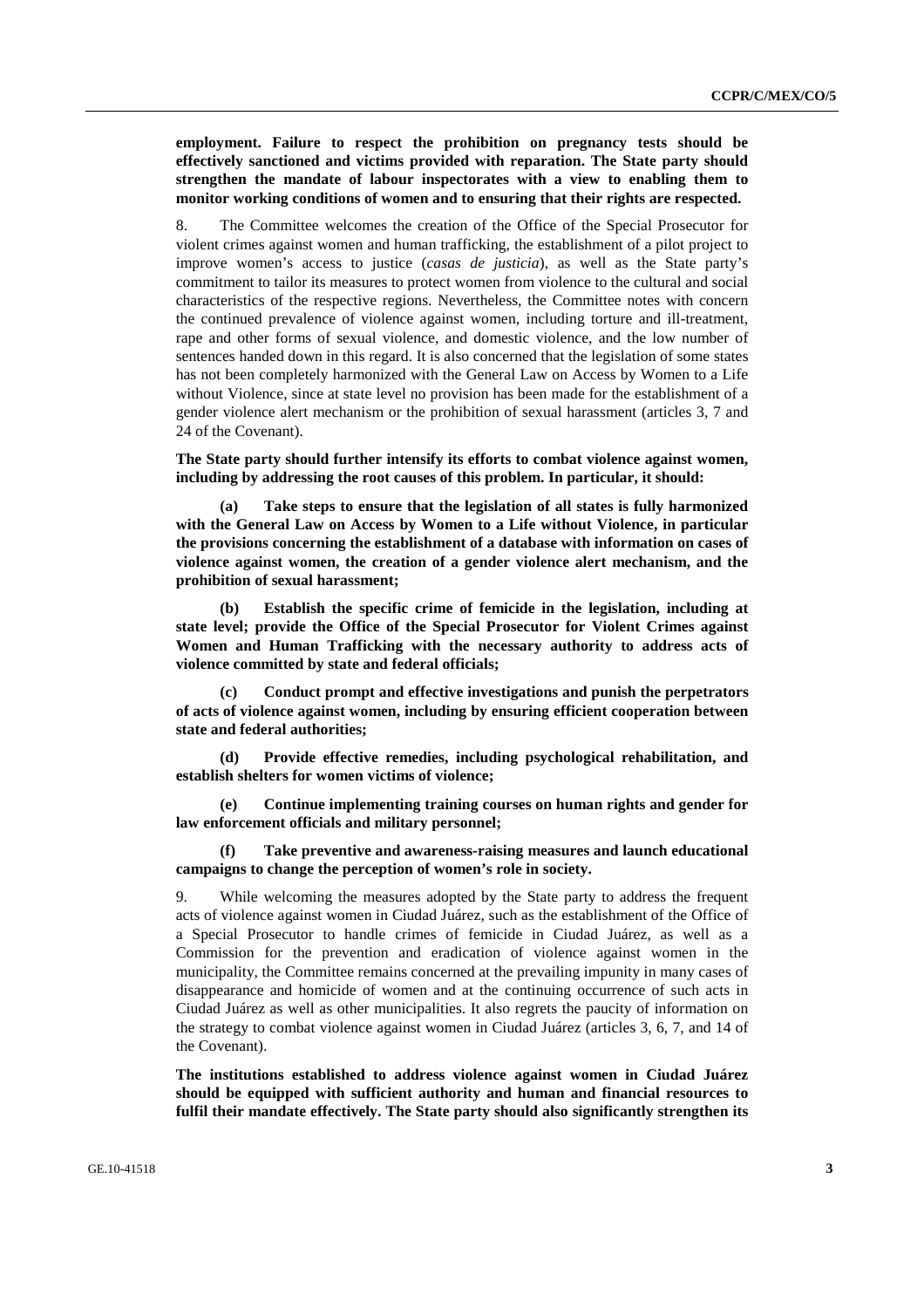**employment. Failure to respect the prohibition on pregnancy tests should be effectively sanctioned and victims provided with reparation. The State party should strengthen the mandate of labour inspectorates with a view to enabling them to monitor working conditions of women and to ensuring that their rights are respected.**

8. The Committee welcomes the creation of the Office of the Special Prosecutor for violent crimes against women and human trafficking, the establishment of a pilot project to improve women's access to justice (*casas de justicia*), as well as the State party's commitment to tailor its measures to protect women from violence to the cultural and social characteristics of the respective regions. Nevertheless, the Committee notes with concern the continued prevalence of violence against women, including torture and ill-treatment, rape and other forms of sexual violence, and domestic violence, and the low number of sentences handed down in this regard. It is also concerned that the legislation of some states has not been completely harmonized with the General Law on Access by Women to a Life without Violence, since at state level no provision has been made for the establishment of a gender violence alert mechanism or the prohibition of sexual harassment (articles 3, 7 and 24 of the Covenant).

**The State party should further intensify its efforts to combat violence against women, including by addressing the root causes of this problem. In particular, it should:**

**(a) Take steps to ensure that the legislation of all states is fully harmonized with the General Law on Access by Women to a Life without Violence, in particular the provisions concerning the establishment of a database with information on cases of violence against women, the creation of a gender violence alert mechanism, and the prohibition of sexual harassment;**

**(b) Establish the specific crime of femicide in the legislation, including at state level; provide the Office of the Special Prosecutor for Violent Crimes against Women and Human Trafficking with the necessary authority to address acts of violence committed by state and federal officials;**

**(c) Conduct prompt and effective investigations and punish the perpetrators of acts of violence against women, including by ensuring efficient cooperation between state and federal authorities;**

**(d) Provide effective remedies, including psychological rehabilitation, and establish shelters for women victims of violence;**

**(e) Continue implementing training courses on human rights and gender for law enforcement officials and military personnel;**

**(f) Take preventive and awareness-raising measures and launch educational campaigns to change the perception of women's role in society.**

9. While welcoming the measures adopted by the State party to address the frequent acts of violence against women in Ciudad Juárez, such as the establishment of the Office of a Special Prosecutor to handle crimes of femicide in Ciudad Juárez, as well as a Commission for the prevention and eradication of violence against women in the municipality, the Committee remains concerned at the prevailing impunity in many cases of disappearance and homicide of women and at the continuing occurrence of such acts in Ciudad Juárez as well as other municipalities. It also regrets the paucity of information on the strategy to combat violence against women in Ciudad Juárez (articles 3, 6, 7, and 14 of the Covenant).

**The institutions established to address violence against women in Ciudad Juárez should be equipped with sufficient authority and human and financial resources to fulfil their mandate effectively. The State party should also significantly strengthen its**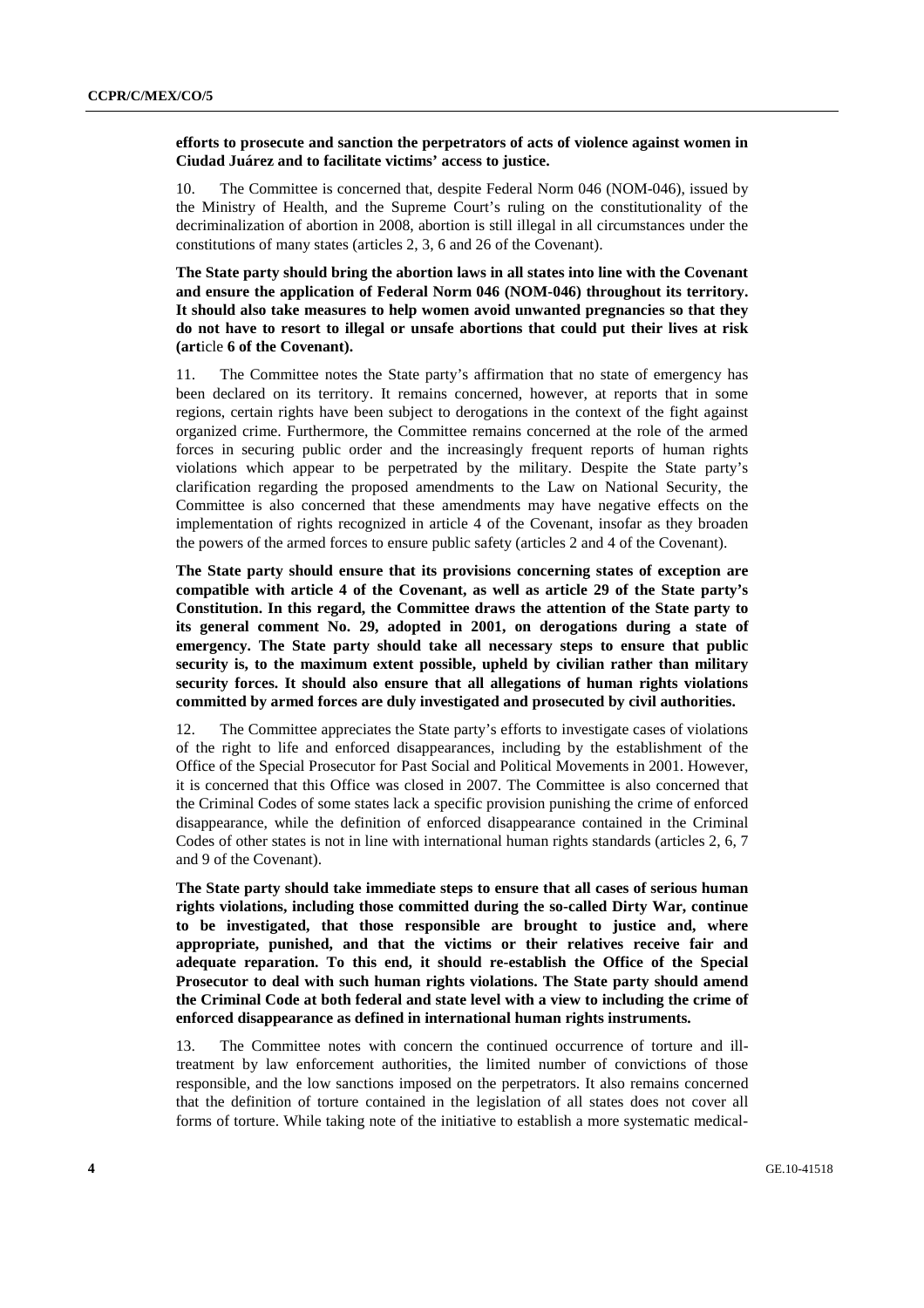**efforts to prosecute and sanction the perpetrators of acts of violence against women in Ciudad Juárez and to facilitate victims' access to justice.**

10. The Committee is concerned that, despite Federal Norm 046 (NOM-046), issued by the Ministry of Health, and the Supreme Court's ruling on the constitutionality of the decriminalization of abortion in 2008, abortion is still illegal in all circumstances under the constitutions of many states (articles 2, 3, 6 and 26 of the Covenant).

**The State party should bring the abortion laws in all states into line with the Covenant and ensure the application of Federal Norm 046 (NOM-046) throughout its territory. It should also take measures to help women avoid unwanted pregnancies so that they do not have to resort to illegal or unsafe abortions that could put their lives at risk (article 6 of the Covenant).**

11. The Committee notes the State party's affirmation that no state of emergency has been declared on its territory. It remains concerned, however, at reports that in some regions, certain rights have been subject to derogations in the context of the fight against organized crime. Furthermore, the Committee remains concerned at the role of the armed forces in securing public order and the increasingly frequent reports of human rights violations which appear to be perpetrated by the military. Despite the State party's clarification regarding the proposed amendments to the Law on National Security, the Committee is also concerned that these amendments may have negative effects on the implementation of rights recognized in article 4 of the Covenant, insofar as they broaden the powers of the armed forces to ensure public safety (articles 2 and 4 of the Covenant).

**The State party should ensure that its provisions concerning states of exception are compatible with article 4 of the Covenant, as well as article 29 of the State party's Constitution. In this regard, the Committee draws the attention of the State party to its general comment No. 29, adopted in 2001, on derogations during a state of emergency. The State party should take all necessary steps to ensure that public security is, to the maximum extent possible, upheld by civilian rather than military security forces. It should also ensure that all allegations of human rights violations committed by armed forces are duly investigated and prosecuted by civil authorities.**

12. The Committee appreciates the State party's efforts to investigate cases of violations of the right to life and enforced disappearances, including by the establishment of the Office of the Special Prosecutor for Past Social and Political Movements in 2001. However, it is concerned that this Office was closed in 2007. The Committee is also concerned that the Criminal Codes of some states lack a specific provision punishing the crime of enforced disappearance, while the definition of enforced disappearance contained in the Criminal Codes of other states is not in line with international human rights standards (articles 2, 6, 7 and 9 of the Covenant).

**The State party should take immediate steps to ensure that all cases of serious human rights violations, including those committed during the so-called Dirty War, continue to be investigated, that those responsible are brought to justice and, where appropriate, punished, and that the victims or their relatives receive fair and adequate reparation. To this end, it should re-establish the Office of the Special Prosecutor to deal with such human rights violations. The State party should amend the Criminal Code at both federal and state level with a view to including the crime of enforced disappearance as defined in international human rights instruments.**

13. The Committee notes with concern the continued occurrence of torture and ill-treatment by law enforcement authorities, the limited number of convictions of those responsible, and the low sanctions imposed on the perpetrators. It also remains concerned that the definition of torture contained in the legislation of all states does not cover all forms of torture. While taking note of the initiative to establish a more systematic medical-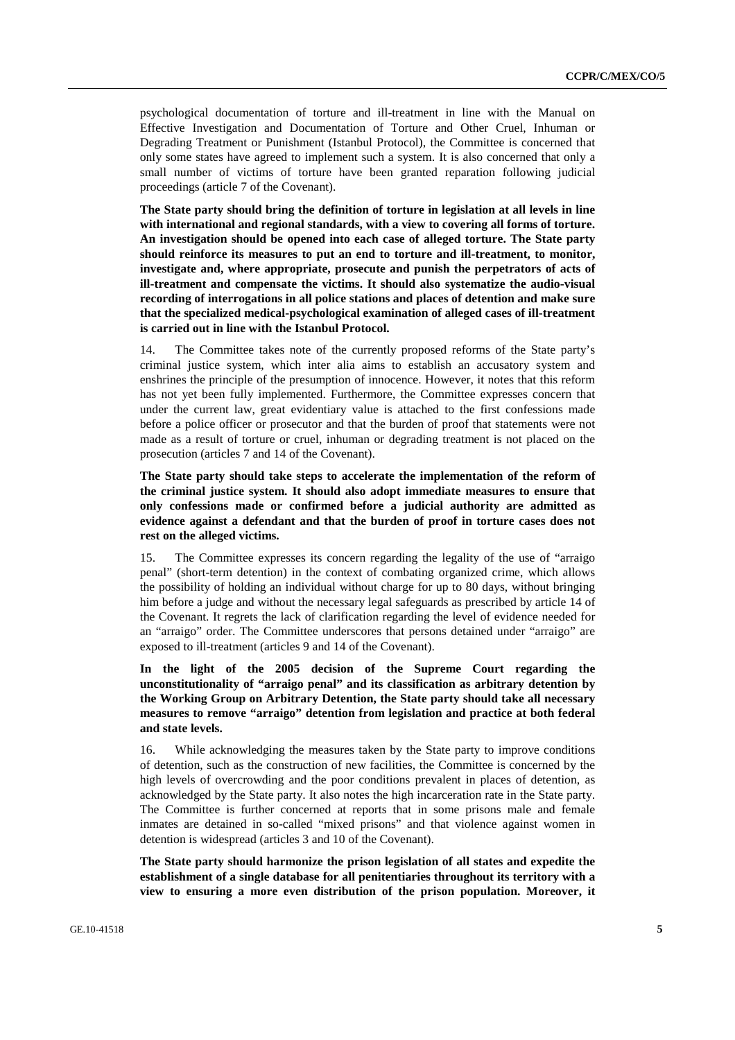psychological documentation of torture and ill-treatment in line with the Manual on Effective Investigation and Documentation of Torture and Other Cruel, Inhuman or Degrading Treatment or Punishment (Istanbul Protocol), the Committee is concerned that only some states have agreed to implement such a system. It is also concerned that only a small number of victims of torture have been granted reparation following judicial proceedings (article 7 of the Covenant).

**The State party should bring the definition of torture in legislation at all levels in line with international and regional standards, with a view to covering all forms of torture. An investigation should be opened into each case of alleged torture. The State party should reinforce its measures to put an end to torture and ill-treatment, to monitor, investigate and, where appropriate, prosecute and punish the perpetrators of acts of ill-treatment and compensate the victims. It should also systematize the audio-visual recording of interrogations in all police stations and places of detention and make sure that the specialized medical-psychological examination of alleged cases of ill-treatment is carried out in line with the Istanbul Protocol.**

14. The Committee takes note of the currently proposed reforms of the State party's criminal justice system, which inter alia aims to establish an accusatory system and enshrines the principle of the presumption of innocence. However, it notes that this reform has not yet been fully implemented. Furthermore, the Committee expresses concern that under the current law, great evidentiary value is attached to the first confessions made before a police officer or prosecutor and that the burden of proof that statements were not made as a result of torture or cruel, inhuman or degrading treatment is not placed on the prosecution (articles 7 and 14 of the Covenant).

**The State party should take steps to accelerate the implementation of the reform of the criminal justice system. It should also adopt immediate measures to ensure that only confessions made or confirmed before a judicial authority are admitted as evidence against a defendant and that the burden of proof in torture cases does not rest on the alleged victims.**

15. The Committee expresses its concern regarding the legality of the use of "arraigo penal" (short-term detention) in the context of combating organized crime, which allows the possibility of holding an individual without charge for up to 80 days, without bringing him before a judge and without the necessary legal safeguards as prescribed by article 14 of the Covenant. It regrets the lack of clarification regarding the level of evidence needed for an "arraigo" order. The Committee underscores that persons detained under "arraigo" are exposed to ill-treatment (articles 9 and 14 of the Covenant).

**In the light of the 2005 decision of the Supreme Court regarding the unconstitutionality of "arraigo penal" and its classification as arbitrary detention by the Working Group on Arbitrary Detention, the State party should take all necessary measures to remove "arraigo" detention from legislation and practice at both federal and state levels.**

16. While acknowledging the measures taken by the State party to improve conditions of detention, such as the construction of new facilities, the Committee is concerned by the high levels of overcrowding and the poor conditions prevalent in places of detention, as acknowledged by the State party. It also notes the high incarceration rate in the State party. The Committee is further concerned at reports that in some prisons male and female inmates are detained in so-called "mixed prisons" and that violence against women in detention is widespread (articles 3 and 10 of the Covenant).

**The State party should harmonize the prison legislation of all states and expedite the establishment of a single database for all penitentiaries throughout its territory with a view to ensuring a more even distribution of the prison population. Moreover, it**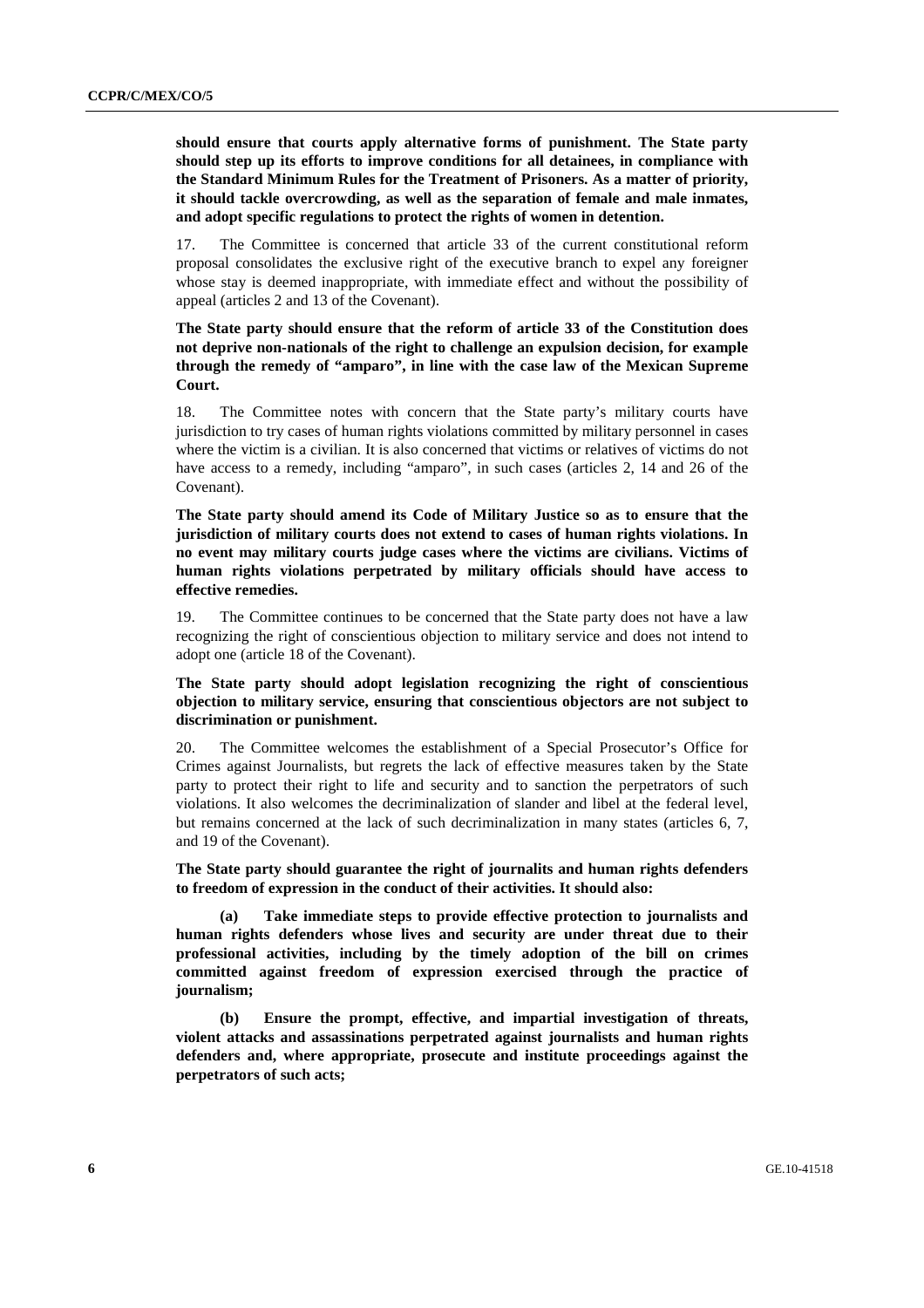**should ensure that courts apply alternative forms of punishment. The State party should step up its efforts to improve conditions for all detainees, in compliance with the Standard Minimum Rules for the Treatment of Prisoners. As a matter of priority, it should tackle overcrowding, as well as the separation of female and male inmates, and adopt specific regulations to protect the rights of women in detention.**

17. The Committee is concerned that article 33 of the current constitutional reform proposal consolidates the exclusive right of the executive branch to expel any foreigner whose stay is deemed inappropriate, with immediate effect and without the possibility of appeal (articles 2 and 13 of the Covenant).

**The State party should ensure that the reform of article 33 of the Constitution does not deprive non-nationals of the right to challenge an expulsion decision, for example through the remedy of "amparo", in line with the case law of the Mexican Supreme Court.**

18. The Committee notes with concern that the State party's military courts have jurisdiction to try cases of human rights violations committed by military personnel in cases where the victim is a civilian. It is also concerned that victims or relatives of victims do not have access to a remedy, including "amparo", in such cases (articles 2, 14 and 26 of the Covenant).

**The State party should amend its Code of Military Justice so as to ensure that the jurisdiction of military courts does not extend to cases of human rights violations. In no event may military courts judge cases where the victims are civilians. Victims of human rights violations perpetrated by military officials should have access to effective remedies.**

19. The Committee continues to be concerned that the State party does not have a law recognizing the right of conscientious objection to military service and does not intend to adopt one (article 18 of the Covenant).

**The State party should adopt legislation recognizing the right of conscientious objection to military service, ensuring that conscientious objectors are not subject to discrimination or punishment.**

20. The Committee welcomes the establishment of a Special Prosecutor's Office for Crimes against Journalists, but regrets the lack of effective measures taken by the State party to protect their right to life and security and to sanction the perpetrators of such violations. It also welcomes the decriminalization of slander and libel at the federal level, but remains concerned at the lack of such decriminalization in many states (articles 6, 7, and 19 of the Covenant).

**The State party should guarantee the right of journalits and human rights defenders to freedom of expression in the conduct of their activities. It should also:**

**(a) Take immediate steps to provide effective protection to journalists and human rights defenders whose lives and security are under threat due to their professional activities, including by the timely adoption of the bill on crimes committed against freedom of expression exercised through the practice of journalism;**

**(b) Ensure the prompt, effective, and impartial investigation of threats, violent attacks and assassinations perpetrated against journalists and human rights defenders and, where appropriate, prosecute and institute proceedings against the perpetrators of such acts;**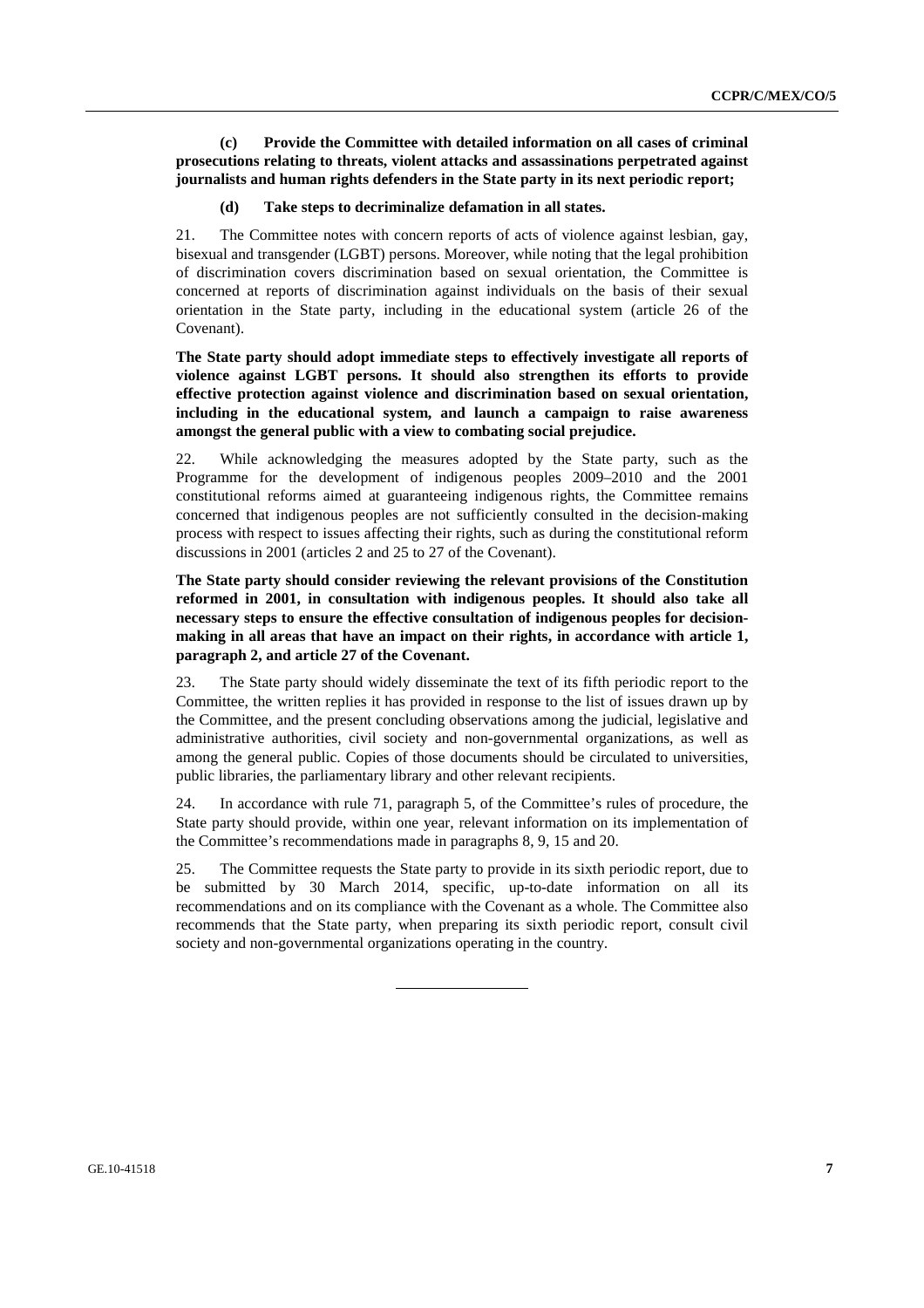**(c) Provide the Committee with detailed information on all cases of criminal prosecutions relating to threats, violent attacks and assassinations perpetrated against journalists and human rights defenders in the State party in its next periodic report;**

**(d) Take steps to decriminalize defamation in all states.**

21. The Committee notes with concern reports of acts of violence against lesbian, gay, bisexual and transgender (LGBT) persons. Moreover, while noting that the legal prohibition of discrimination covers discrimination based on sexual orientation, the Committee is concerned at reports of discrimination against individuals on the basis of their sexual orientation in the State party, including in the educational system (article 26 of the Covenant).

**The State party should adopt immediate steps to effectively investigate all reports of violence against LGBT persons. It should also strengthen its efforts to provide effective protection against violence and discrimination based on sexual orientation, including in the educational system, and launch a campaign to raise awareness amongst the general public with a view to combating social prejudice.**

22. While acknowledging the measures adopted by the State party, such as the Programme for the development of indigenous peoples 2009–2010 and the 2001 constitutional reforms aimed at guaranteeing indigenous rights, the Committee remains concerned that indigenous peoples are not sufficiently consulted in the decision-making process with respect to issues affecting their rights, such as during the constitutional reform discussions in 2001 (articles 2 and 25 to 27 of the Covenant).

**The State party should consider reviewing the relevant provisions of the Constitution reformed in 2001, in consultation with indigenous peoples. It should also take all necessary steps to ensure the effective consultation of indigenous peoples for decision-making in all areas that have an impact on their rights, in accordance with article 1, paragraph 2, and article 27 of the Covenant.**

23. The State party should widely disseminate the text of its fifth periodic report to the Committee, the written replies it has provided in response to the list of issues drawn up by the Committee, and the present concluding observations among the judicial, legislative and administrative authorities, civil society and non-governmental organizations, as well as among the general public. Copies of those documents should be circulated to universities, public libraries, the parliamentary library and other relevant recipients.

24. In accordance with rule 71, paragraph 5, of the Committee's rules of procedure, the State party should provide, within one year, relevant information on its implementation of the Committee's recommendations made in paragraphs 8, 9, 15 and 20.

25. The Committee requests the State party to provide in its sixth periodic report, due to be submitted by 30 March 2014, specific, up-to-date information on all its recommendations and on its compliance with the Covenant as a whole. The Committee also recommends that the State party, when preparing its sixth periodic report, consult civil society and non-governmental organizations operating in the country.